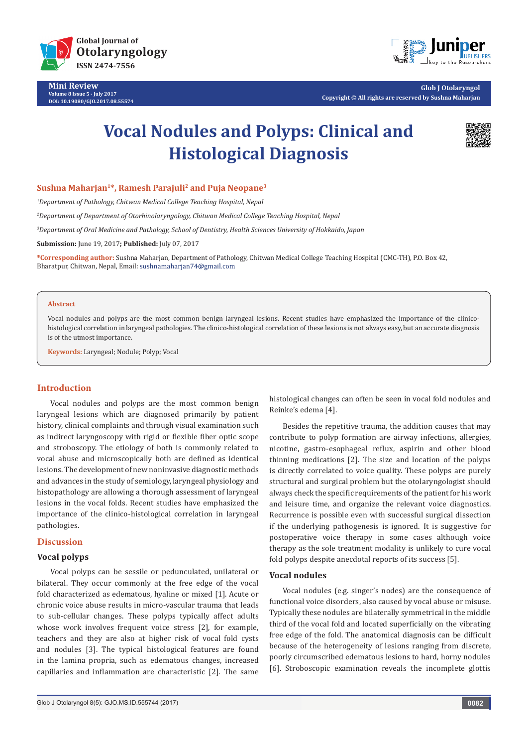Mini Review

# Vocal Nodules and Polyps: Clinical and Histological Diagnosis

**Sushna Maharjan[1]*, Ramesh Parajuli[2] and Puja Neopane[3]**

[1]*Department of Pathology, Chitwan Medical College Teaching Hospital, Nepal*

[2]*Department of Department of Otorhinolaryngology, Chitwan Medical College Teaching Hospital, Nepal*

[3]*Department of Oral Medicine and Pathology, School of Dentistry, Health Sciences University of Hokkaido, Japan*

**Submission:** June 19, 2017**; Published:** July 07, 2017

**\*Corresponding author:** Sushna Maharjan, Department of Pathology, Chitwan Medical College Teaching Hospital (CMC-TH), P.O. Box 42, Bharatpur, Chitwan, Nepal, Email: sushnamaharjan74@gmail.com

**Abstract**

Vocal nodules and polyps are the most common benign laryngeal lesions. Recent studies have emphasized the importance of the clinico-histological correlation in laryngeal pathologies. The clinico-histological correlation of these lesions is not always easy, but an accurate diagnosis is of the utmost importance.

**Keywords:** Laryngeal; Nodule; Polyp; Vocal

## Introduction

Vocal nodules and polyps are the most common benign laryngeal lesions which are diagnosed primarily by patient history, clinical complaints and through visual examination such as indirect laryngoscopy with rigid or flexible fiber optic scope and stroboscopy. The etiology of both is commonly related to vocal abuse and microscopically both are defined as identical lesions. The development of new noninvasive diagnostic methods and advances in the study of semiology, laryngeal physiology and histopathology are allowing a thorough assessment of laryngeal lesions in the vocal folds. Recent studies have emphasized the importance of the clinico-histological correlation in laryngeal pathologies.

## Discussion

### Vocal polyps

Vocal polyps can be sessile or pedunculated, unilateral or bilateral. They occur commonly at the free edge of the vocal fold characterized as edematous, hyaline or mixed [1]. Acute or chronic voice abuse results in micro-vascular trauma that leads to sub-cellular changes. These polyps typically affect adults whose work involves frequent voice stress [2], for example, teachers and they are also at higher risk of vocal fold cysts and nodules [3]. The typical histological features are found in the lamina propria, such as edematous changes, increased capillaries and inflammation are characteristic [2]. The same histological changes can often be seen in vocal fold nodules and Reinke's edema [4].

Besides the repetitive trauma, the addition causes that may contribute to polyp formation are airway infections, allergies, nicotine, gastro-esophageal reflux, aspirin and other blood thinning medications [2]. The size and location of the polyps is directly correlated to voice quality. These polyps are purely structural and surgical problem but the otolaryngologist should always check the specific requirements of the patient for his work and leisure time, and organize the relevant voice diagnostics. Recurrence is possible even with successful surgical dissection if the underlying pathogenesis is ignored. It is suggestive for postoperative voice therapy in some cases although voice therapy as the sole treatment modality is unlikely to cure vocal fold polyps despite anecdotal reports of its success [5].

### Vocal nodules

Vocal nodules (e.g. singer's nodes) are the consequence of functional voice disorders, also caused by vocal abuse or misuse. Typically these nodules are bilaterally symmetrical in the middle third of the vocal fold and located superficially on the vibrating free edge of the fold. The anatomical diagnosis can be difficult because of the heterogeneity of lesions ranging from discrete, poorly circumscribed edematous lesions to hard, horny nodules [6]. Stroboscopic examination reveals the incomplete glottis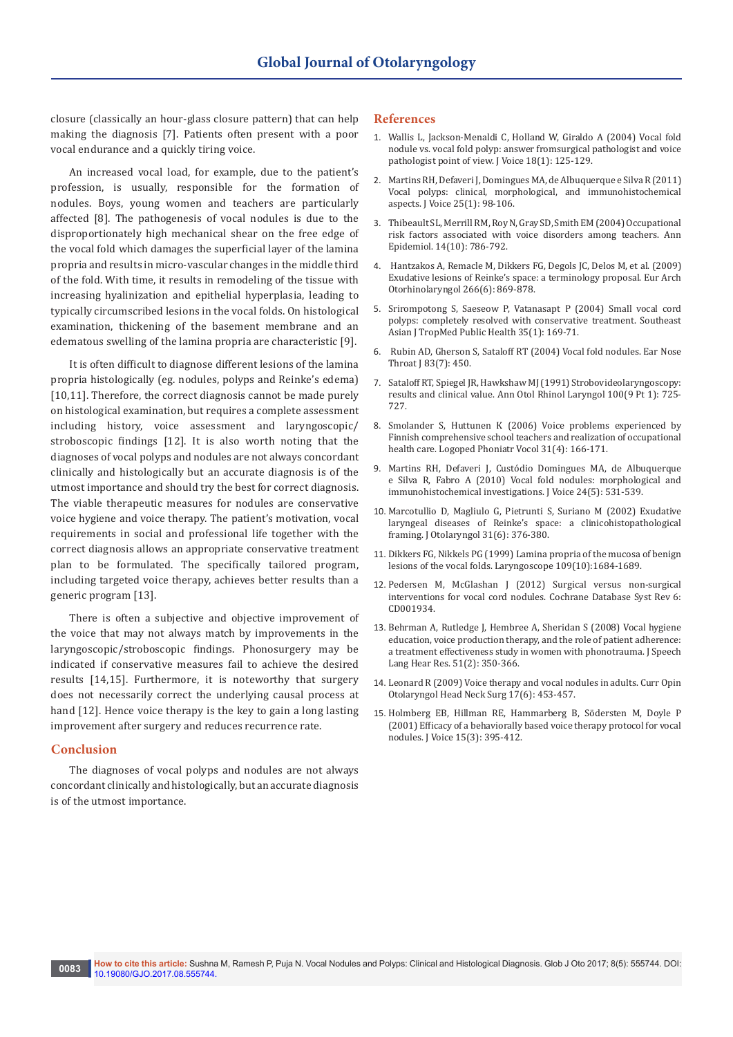closure (classically an hour-glass closure pattern) that can help making the diagnosis [7]. Patients often present with a poor vocal endurance and a quickly tiring voice.

An increased vocal load, for example, due to the patient's profession, is usually, responsible for the formation of nodules. Boys, young women and teachers are particularly affected [8]. The pathogenesis of vocal nodules is due to the disproportionately high mechanical shear on the free edge of the vocal fold which damages the superficial layer of the lamina propria and results in micro-vascular changes in the middle third of the fold. With time, it results in remodeling of the tissue with increasing hyalinization and epithelial hyperplasia, leading to typically circumscribed lesions in the vocal folds. On histological examination, thickening of the basement membrane and an edematous swelling of the lamina propria are characteristic [9].

It is often difficult to diagnose different lesions of the lamina propria histologically (eg. nodules, polyps and Reinke's edema) [10,11]. Therefore, the correct diagnosis cannot be made purely on histological examination, but requires a complete assessment including history, voice assessment and laryngoscopic/stroboscopic findings [12]. It is also worth noting that the diagnoses of vocal polyps and nodules are not always concordant clinically and histologically but an accurate diagnosis is of the utmost importance and should try the best for correct diagnosis. The viable therapeutic measures for nodules are conservative voice hygiene and voice therapy. The patient's motivation, vocal requirements in social and professional life together with the correct diagnosis allows an appropriate conservative treatment plan to be formulated. The specifically tailored program, including targeted voice therapy, achieves better results than a generic program [13].

There is often a subjective and objective improvement of the voice that may not always match by improvements in the laryngoscopic/stroboscopic findings. Phonosurgery may be indicated if conservative measures fail to achieve the desired results [14,15]. Furthermore, it is noteworthy that surgery does not necessarily correct the underlying causal process at hand [12]. Hence voice therapy is the key to gain a long lasting improvement after surgery and reduces recurrence rate.

## Conclusion

The diagnoses of vocal polyps and nodules are not always concordant clinically and histologically, but an accurate diagnosis is of the utmost importance.

## References

1. Wallis L, Jackson-Menaldi C, Holland W, Giraldo A (2004) Vocal fold nodule vs. vocal fold polyp: answer fromsurgical pathologist and voice pathologist point of view. J Voice 18(1): 125-129.
2. Martins RH, Defaveri J, Domingues MA, de Albuquerque e Silva R (2011) Vocal polyps: clinical, morphological, and immunohistochemical aspects. J Voice 25(1): 98-106.
3. Thibeault SL, Merrill RM, Roy N, Gray SD, Smith EM (2004) Occupational risk factors associated with voice disorders among teachers. Ann Epidemiol. 14(10): 786-792.
4. Hantzakos A, Remacle M, Dikkers FG, Degols JC, Delos M, et al. (2009) Exudative lesions of Reinke's space: a terminology proposal. Eur Arch Otorhinolaryngol 266(6): 869-878.
5. Srirompotong S, Saeseow P, Vatanasapt P (2004) Small vocal cord polyps: completely resolved with conservative treatment. Southeast Asian J TropMed Public Health 35(1): 169-71.
6. Rubin AD, Gherson S, Sataloff RT (2004) Vocal fold nodules. Ear Nose Throat J 83(7): 450.
7. Sataloff RT, Spiegel JR, Hawkshaw MJ (1991) Strobovideolaryngoscopy: results and clinical value. Ann Otol Rhinol Laryngol 100(9 Pt 1): 725-727.
8. Smolander S, Huttunen K (2006) Voice problems experienced by Finnish comprehensive school teachers and realization of occupational health care. Logoped Phoniatr Vocol 31(4): 166-171.
9. Martins RH, Defaveri J, Custódio Domingues MA, de Albuquerque e Silva R, Fabro A (2010) Vocal fold nodules: morphological and immunohistochemical investigations. J Voice 24(5): 531-539.
10. Marcotullio D, Magliulo G, Pietrunti S, Suriano M (2002) Exudative laryngeal diseases of Reinke's space: a clinicohistopathological framing. J Otolaryngol 31(6): 376-380.
11. Dikkers FG, Nikkels PG (1999) Lamina propria of the mucosa of benign lesions of the vocal folds. Laryngoscope 109(10):1684-1689.
12. Pedersen M, McGlashan J (2012) Surgical versus non-surgical interventions for vocal cord nodules. Cochrane Database Syst Rev 6: CD001934.
13. Behrman A, Rutledge J, Hembree A, Sheridan S (2008) Vocal hygiene education, voice production therapy, and the role of patient adherence: a treatment effectiveness study in women with phonotrauma. J Speech Lang Hear Res. 51(2): 350-366.
14. Leonard R (2009) Voice therapy and vocal nodules in adults. Curr Opin Otolaryngol Head Neck Surg 17(6): 453-457.
15. Holmberg EB, Hillman RE, Hammarberg B, Södersten M, Doyle P (2001) Efficacy of a behaviorally based voice therapy protocol for vocal nodules. J Voice 15(3): 395-412.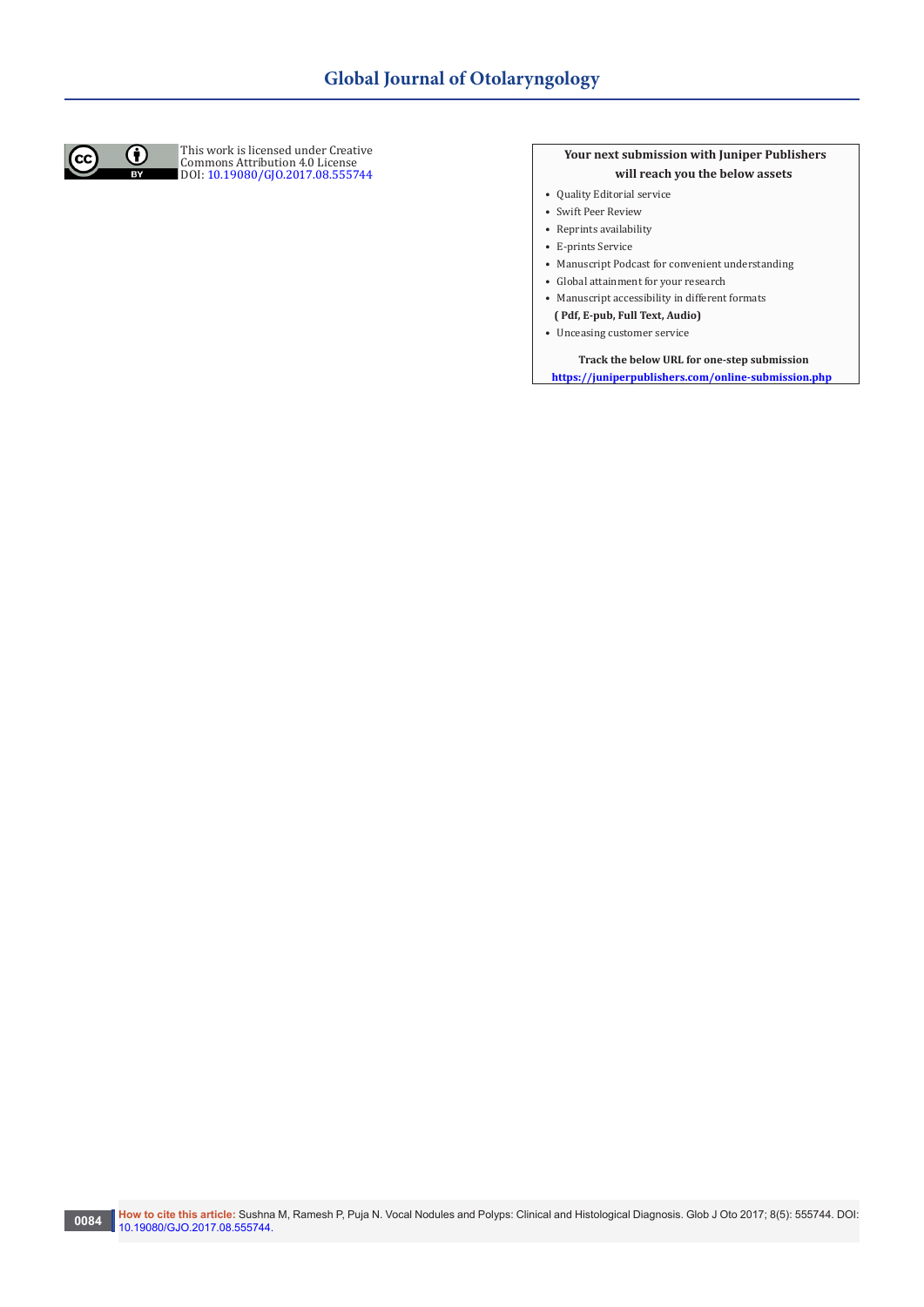This work is licensed under Creative Commons Attribution 4.0 License
DOI: 10.19080/GJO.2017.08.555744

**Your next submission with Juniper Publishers will reach you the below assets**

- Quality Editorial service
- Swift Peer Review
- Reprints availability
- E-prints Service
- Manuscript Podcast for convenient understanding
- Global attainment for your research
- Manuscript accessibility in different formats
  **( Pdf, E-pub, Full Text, Audio)**
- Unceasing customer service

**Track the below URL for one-step submission**
**https://juniperpublishers.com/online-submission.php**

**How to cite this article:** Sushna M, Ramesh P, Puja N. Vocal Nodules and Polyps: Clinical and Histological Diagnosis. Glob J Oto 2017; 8(5): 555744. DOI: 10.19080/GJO.2017.08.555744.